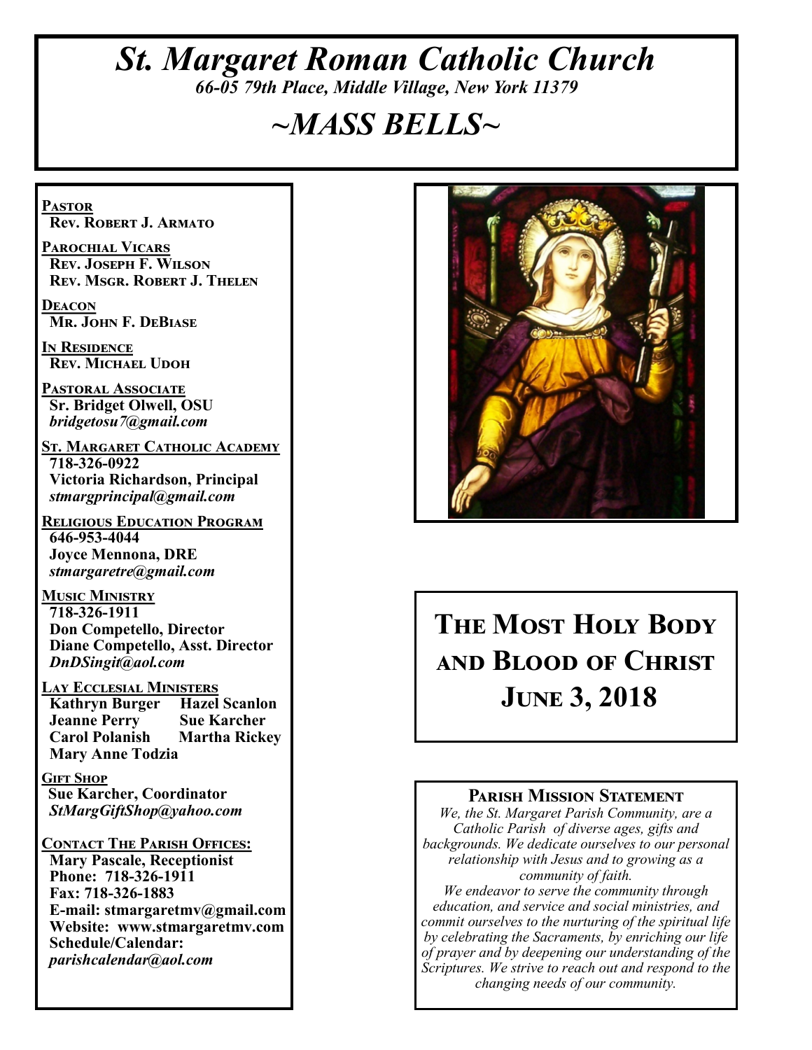# *St. Margaret Roman Catholic Church*

*66-05 79th Place, Middle Village, New York 11379*

# *~MASS BELLS~*

**PASTOR**
**Rev. Robert J. Armato**

**PAROCHIAL VICARS**
**Rev. Joseph F. Wilson**
**Rev. Msgr. Robert J. Thelen**

**DEACON**
**Mr. John F. DeBiase**

**IN RESIDENCE**
**Rev. Michael Udoh**

**PASTORAL ASSOCIATE**
**Sr. Bridget Olwell, OSU**
***bridgetosu7@gmail.com***

**ST. MARGARET CATHOLIC ACADEMY**
**718-326-0922**
**Victoria Richardson, Principal**
***stmargprincipal@gmail.com***

**RELIGIOUS EDUCATION PROGRAM**
**646-953-4044**
**Joyce Mennona, DRE**
***stmargaretre@gmail.com***

**MUSIC MINISTRY**
**718-326-1911**
**Don Competello, Director**
**Diane Competello, Asst. Director**
***DnDSingit@aol.com***

**LAY ECCLESIAL MINISTERS**
**Kathryn Burger**
**Hazel Scanlon**
**Jeanne Perry**
**Sue Karcher**
**Carol Polanish**
**Martha Rickey**
**Mary Anne Todzia**

**GIFT SHOP**
**Sue Karcher, Coordinator**
***StMargGiftShop@yahoo.com***

**CONTACT THE PARISH OFFICES:**
**Mary Pascale, Receptionist**
**Phone: 718-326-1911**
**Fax: 718-326-1883**
**E-mail: stmargaretmv@gmail.com**
**Website: www.stmargaretmv.com**
**Schedule/Calendar:**
***parishcalendar@aol.com***

## THE MOST HOLY BODY AND BLOOD OF CHRIST
## JUNE 3, 2018

### PARISH MISSION STATEMENT

*We, the St. Margaret Parish Community, are a Catholic Parish of diverse ages, gifts and backgrounds. We dedicate ourselves to our personal relationship with Jesus and to growing as a community of faith.*
*We endeavor to serve the community through education, and service and social ministries, and commit ourselves to the nurturing of the spiritual life by celebrating the Sacraments, by enriching our life of prayer and by deepening our understanding of the Scriptures. We strive to reach out and respond to the changing needs of our community.*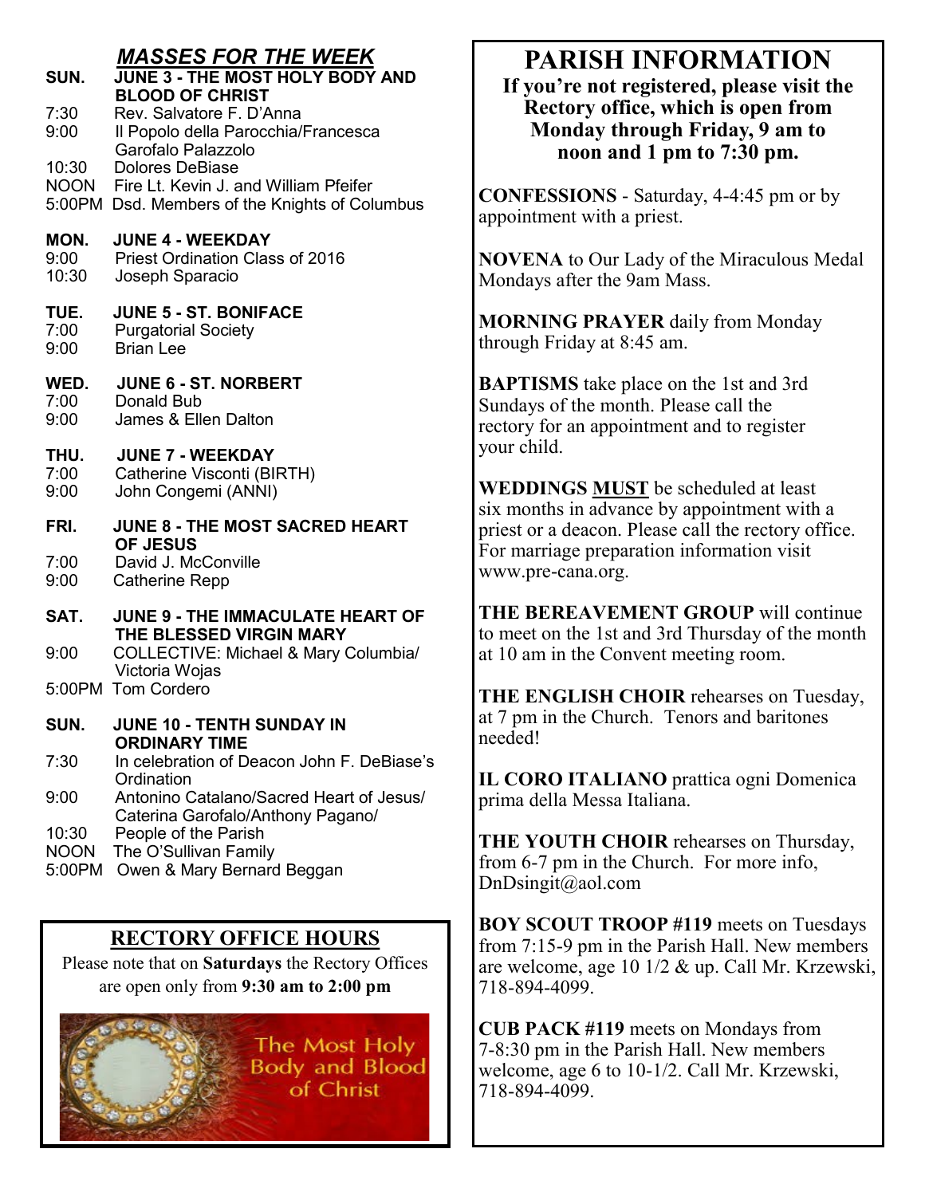## *MASSES FOR THE WEEK*

**SUN. JUNE 3 - THE MOST HOLY BODY AND BLOOD OF CHRIST**

7:30 Rev. Salvatore F. D'Anna
9:00 Il Popolo della Parocchia/Francesca Garofalo Palazzolo
10:30 Dolores DeBiase
NOON Fire Lt. Kevin J. and William Pfeifer
5:00PM Dsd. Members of the Knights of Columbus

**MON. JUNE 4 - WEEKDAY**

9:00 Priest Ordination Class of 2016
10:30 Joseph Sparacio

**TUE. JUNE 5 - ST. BONIFACE**

7:00 Purgatorial Society
9:00 Brian Lee

**WED. JUNE 6 - ST. NORBERT**

7:00 Donald Bub
9:00 James & Ellen Dalton

**THU. JUNE 7 - WEEKDAY**

7:00 Catherine Visconti (BIRTH)
9:00 John Congemi (ANNI)

**FRI. JUNE 8 - THE MOST SACRED HEART OF JESUS**

7:00 David J. McConville
9:00 Catherine Repp

**SAT. JUNE 9 - THE IMMACULATE HEART OF THE BLESSED VIRGIN MARY**

9:00 COLLECTIVE: Michael & Mary Columbia/ Victoria Wojas
5:00PM Tom Cordero

**SUN. JUNE 10 - TENTH SUNDAY IN ORDINARY TIME**

7:30 In celebration of Deacon John F. DeBiase's Ordination
9:00 Antonino Catalano/Sacred Heart of Jesus/ Caterina Garofalo/Anthony Pagano/
10:30 People of the Parish
NOON The O'Sullivan Family
5:00PM Owen & Mary Bernard Beggan

## RECTORY OFFICE HOURS

Please note that on **Saturdays** the Rectory Offices are open only from **9:30 am to 2:00 pm**

The Most Holy Body and Blood of Christ

# PARISH INFORMATION

**If you're not registered, please visit the Rectory office, which is open from Monday through Friday, 9 am to noon and 1 pm to 7:30 pm.**

**CONFESSIONS** - Saturday, 4-4:45 pm or by appointment with a priest.

**NOVENA** to Our Lady of the Miraculous Medal Mondays after the 9am Mass.

**MORNING PRAYER** daily from Monday through Friday at 8:45 am.

**BAPTISMS** take place on the 1st and 3rd Sundays of the month. Please call the rectory for an appointment and to register your child.

**WEDDINGS <u>MUST</u>** be scheduled at least six months in advance by appointment with a priest or a deacon. Please call the rectory office. For marriage preparation information visit www.pre-cana.org.

**THE BEREAVEMENT GROUP** will continue to meet on the 1st and 3rd Thursday of the month at 10 am in the Convent meeting room.

**THE ENGLISH CHOIR** rehearses on Tuesday, at 7 pm in the Church. Tenors and baritones needed!

**IL CORO ITALIANO** prattica ogni Domenica prima della Messa Italiana.

**THE YOUTH CHOIR** rehearses on Thursday, from 6-7 pm in the Church. For more info, DnDsingit@aol.com

**BOY SCOUT TROOP #119** meets on Tuesdays from 7:15-9 pm in the Parish Hall. New members are welcome, age 10 1/2 & up. Call Mr. Krzewski, 718-894-4099.

**CUB PACK #119** meets on Mondays from 7-8:30 pm in the Parish Hall. New members welcome, age 6 to 10-1/2. Call Mr. Krzewski, 718-894-4099.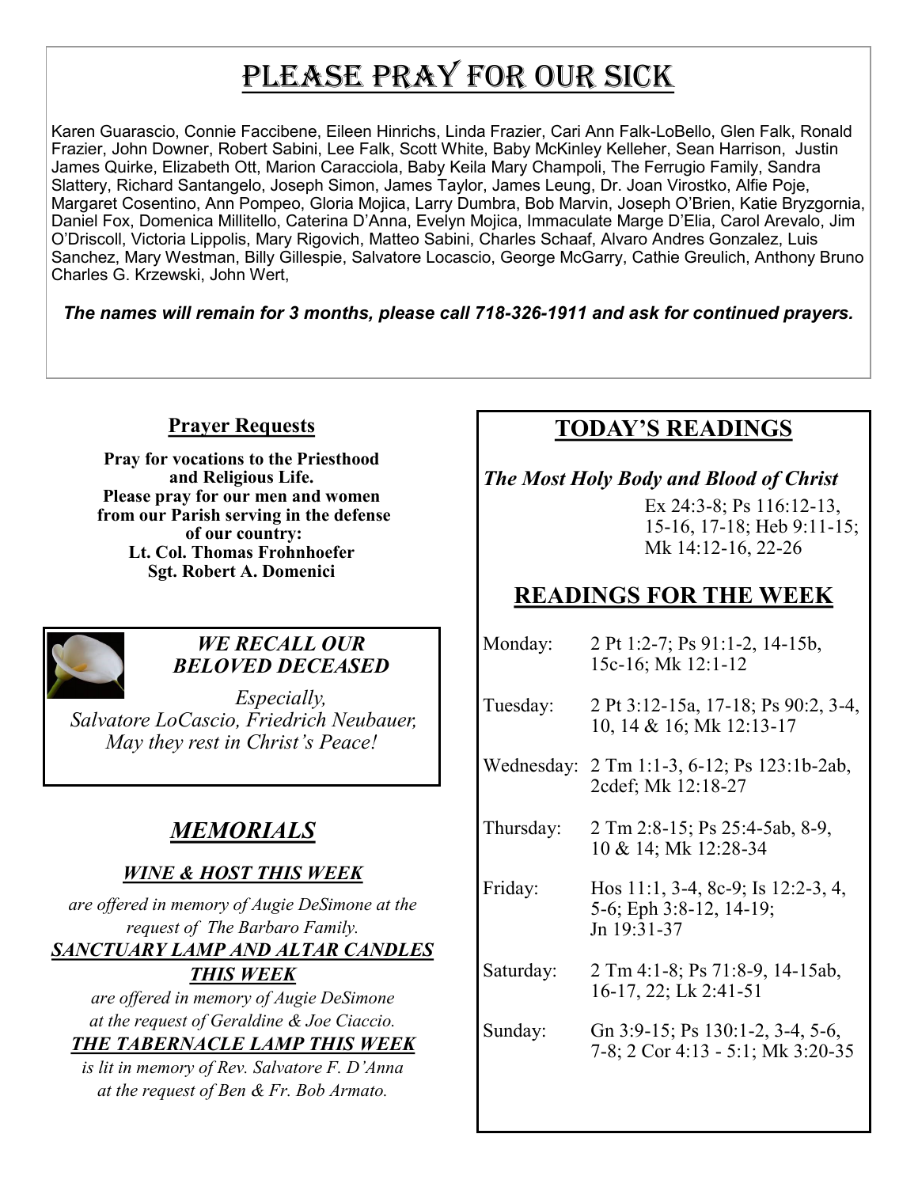# Please Pray for Our Sick

Karen Guarascio, Connie Faccibene, Eileen Hinrichs, Linda Frazier, Cari Ann Falk-LoBello, Glen Falk, Ronald Frazier, John Downer, Robert Sabini, Lee Falk, Scott White, Baby McKinley Kelleher, Sean Harrison, Justin James Quirke, Elizabeth Ott, Marion Caracciola, Baby Keila Mary Champoli, The Ferrugio Family, Sandra Slattery, Richard Santangelo, Joseph Simon, James Taylor, James Leung, Dr. Joan Virostko, Alfie Poje, Margaret Cosentino, Ann Pompeo, Gloria Mojica, Larry Dumbra, Bob Marvin, Joseph O'Brien, Katie Bryzgornia, Daniel Fox, Domenica Millitello, Caterina D'Anna, Evelyn Mojica, Immaculate Marge D'Elia, Carol Arevalo, Jim O'Driscoll, Victoria Lippolis, Mary Rigovich, Matteo Sabini, Charles Schaaf, Alvaro Andres Gonzalez, Luis Sanchez, Mary Westman, Billy Gillespie, Salvatore Locascio, George McGarry, Cathie Greulich, Anthony Bruno Charles G. Krzewski, John Wert,

***The names will remain for 3 months, please call 718-326-1911 and ask for continued prayers.***

## Prayer Requests

**Pray for vocations to the Priesthood and Religious Life.**
**Please pray for our men and women from our Parish serving in the defense of our country:**
**Lt. Col. Thomas Frohnhoefer**
**Sgt. Robert A. Domenici**

### *WE RECALL OUR BELOVED DECEASED*

*Especially,*
*Salvatore LoCascio, Friedrich Neubauer,*
*May they rest in Christ's Peace!*

## *MEMORIALS*

### *WINE & HOST THIS WEEK*

*are offered in memory of Augie DeSimone at the request of The Barbaro Family.*

### *SANCTUARY LAMP AND ALTAR CANDLES THIS WEEK*

*are offered in memory of Augie DeSimone at the request of Geraldine & Joe Ciaccio.*

### *THE TABERNACLE LAMP THIS WEEK*

*is lit in memory of Rev. Salvatore F. D'Anna at the request of Ben & Fr. Bob Armato.*

## TODAY'S READINGS

***The Most Holy Body and Blood of Christ***

Ex 24:3-8; Ps 116:12-13, 15-16, 17-18; Heb 9:11-15; Mk 14:12-16, 22-26

## READINGS FOR THE WEEK

| | |
|---|---|
| Monday: | 2 Pt 1:2-7; Ps 91:1-2, 14-15b, 15c-16; Mk 12:1-12 |
| Tuesday: | 2 Pt 3:12-15a, 17-18; Ps 90:2, 3-4, 10, 14 & 16; Mk 12:13-17 |
| Wednesday: | 2 Tm 1:1-3, 6-12; Ps 123:1b-2ab, 2cdef; Mk 12:18-27 |
| Thursday: | 2 Tm 2:8-15; Ps 25:4-5ab, 8-9, 10 & 14; Mk 12:28-34 |
| Friday: | Hos 11:1, 3-4, 8c-9; Is 12:2-3, 4, 5-6; Eph 3:8-12, 14-19; Jn 19:31-37 |
| Saturday: | 2 Tm 4:1-8; Ps 71:8-9, 14-15ab, 16-17, 22; Lk 2:41-51 |
| Sunday: | Gn 3:9-15; Ps 130:1-2, 3-4, 5-6, 7-8; 2 Cor 4:13 - 5:1; Mk 3:20-35 |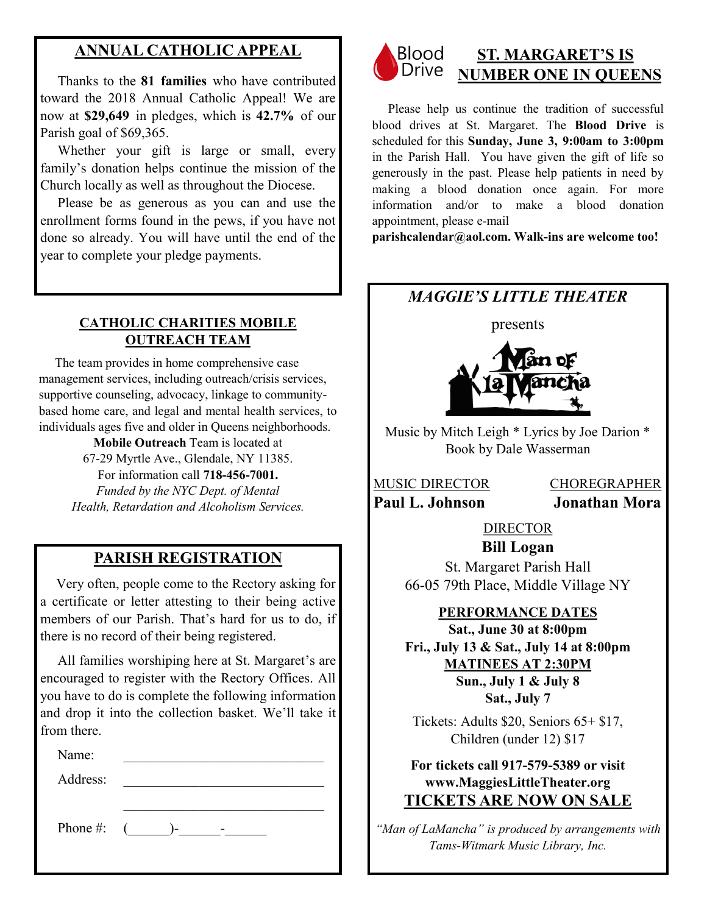## ANNUAL CATHOLIC APPEAL

Thanks to the **81 families** who have contributed toward the 2018 Annual Catholic Appeal! We are now at **$29,649** in pledges, which is **42.7%** of our Parish goal of $69,365.

Whether your gift is large or small, every family's donation helps continue the mission of the Church locally as well as throughout the Diocese.

Please be as generous as you can and use the enrollment forms found in the pews, if you have not done so already. You will have until the end of the year to complete your pledge payments.

## CATHOLIC CHARITIES MOBILE OUTREACH TEAM

The team provides in home comprehensive case management services, including outreach/crisis services, supportive counseling, advocacy, linkage to community-based home care, and legal and mental health services, to individuals ages five and older in Queens neighborhoods.

**Mobile Outreach** Team is located at
67-29 Myrtle Ave., Glendale, NY 11385.
For information call **718-456-7001.**
*Funded by the NYC Dept. of Mental Health, Retardation and Alcoholism Services.*

## PARISH REGISTRATION

Very often, people come to the Rectory asking for a certificate or letter attesting to their being active members of our Parish. That's hard for us to do, if there is no record of their being registered.

All families worshiping here at St. Margaret's are encouraged to register with the Rectory Offices. All you have to do is complete the following information and drop it into the collection basket. We'll take it from there.

Name: ______________________________

Address: ______________________________

______________________________

Phone #: (______)-______-______

## Blood Drive — ST. MARGARET'S IS NUMBER ONE IN QUEENS

Please help us continue the tradition of successful blood drives at St. Margaret. The **Blood Drive** is scheduled for this **Sunday, June 3, 9:00am to 3:00pm** in the Parish Hall. You have given the gift of life so generously in the past. Please help patients in need by making a blood donation once again. For more information and/or to make a blood donation appointment, please e-mail **parishcalendar@aol.com. Walk-ins are welcome too!**

## *MAGGIE'S LITTLE THEATER*

presents

**Man of la Mancha**

Music by Mitch Leigh * Lyrics by Joe Darion * Book by Dale Wasserman

MUSIC DIRECTOR
**Paul L. Johnson**

CHOREGRAPHER
**Jonathan Mora**

DIRECTOR
**Bill Logan**

St. Margaret Parish Hall
66-05 79th Place, Middle Village NY

**PERFORMANCE DATES**
**Sat., June 30 at 8:00pm**
**Fri., July 13 & Sat., July 14 at 8:00pm**
**MATINEES AT 2:30PM**
**Sun., July 1 & July 8**
**Sat., July 7**

Tickets: Adults $20, Seniors 65+ $17, Children (under 12) $17

**For tickets call 917-579-5389 or visit www.MaggiesLittleTheater.org**

**TICKETS ARE NOW ON SALE**

*"Man of LaMancha" is produced by arrangements with Tams-Witmark Music Library, Inc.*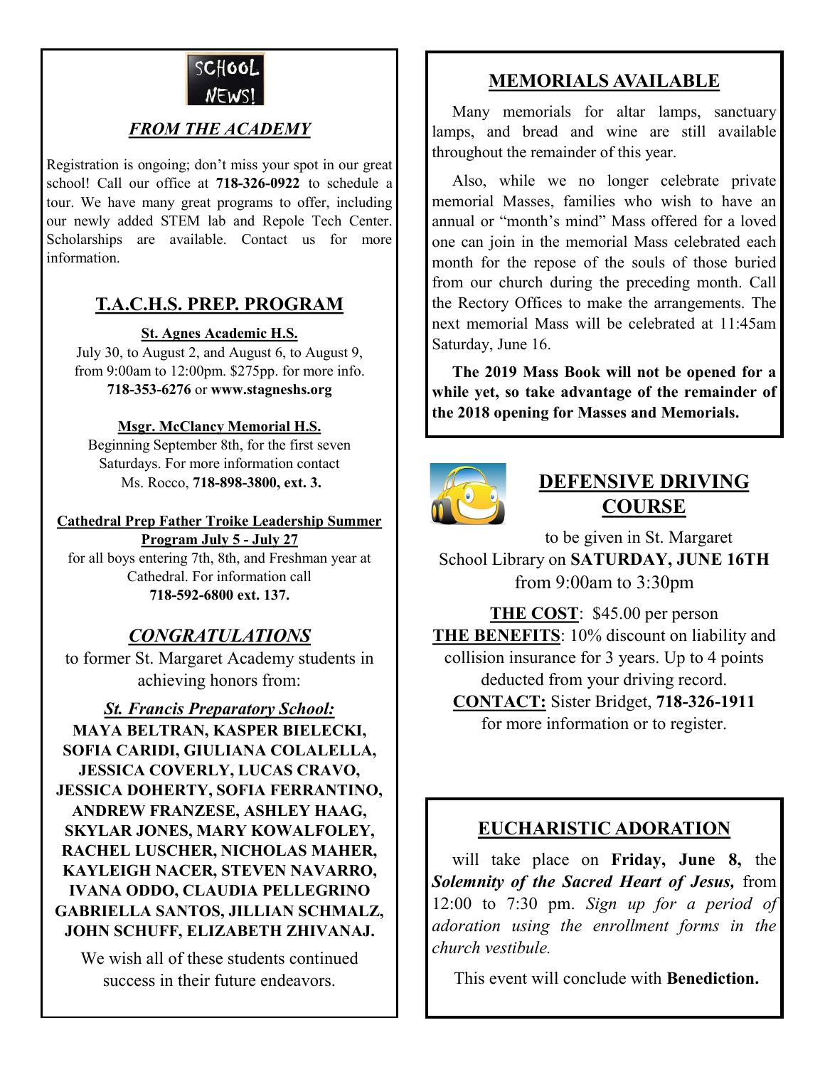SCHOOL NEWS!

## *FROM THE ACADEMY*

Registration is ongoing; don't miss your spot in our great school! Call our office at **718-326-0922** to schedule a tour. We have many great programs to offer, including our newly added STEM lab and Repole Tech Center. Scholarships are available. Contact us for more information.

## T.A.C.H.S. PREP. PROGRAM

**St. Agnes Academic H.S.**
July 30, to August 2, and August 6, to August 9, from 9:00am to 12:00pm. $275pp. for more info. **718-353-6276** or **www.stagneshs.org**

**Msgr. McClancy Memorial H.S.**
Beginning September 8th, for the first seven Saturdays. For more information contact Ms. Rocco, **718-898-3800, ext. 3.**

**Cathedral Prep Father Troike Leadership Summer Program July 5 - July 27**
for all boys entering 7th, 8th, and Freshman year at Cathedral. For information call **718-592-6800 ext. 137.**

## *CONGRATULATIONS*

to former St. Margaret Academy students in achieving honors from:

***St. Francis Preparatory School:***
**MAYA BELTRAN, KASPER BIELECKI, SOFIA CARIDI, GIULIANA COLALELLA, JESSICA COVERLY, LUCAS CRAVO, JESSICA DOHERTY, SOFIA FERRANTINO, ANDREW FRANZESE, ASHLEY HAAG, SKYLAR JONES, MARY KOWALFOLEY, RACHEL LUSCHER, NICHOLAS MAHER, KAYLEIGH NACER, STEVEN NAVARRO, IVANA ODDO, CLAUDIA PELLEGRINO GABRIELLA SANTOS, JILLIAN SCHMALZ, JOHN SCHUFF, ELIZABETH ZHIVANAJ.**

We wish all of these students continued success in their future endeavors.

## MEMORIALS AVAILABLE

Many memorials for altar lamps, sanctuary lamps, and bread and wine are still available throughout the remainder of this year.

Also, while we no longer celebrate private memorial Masses, families who wish to have an annual or "month's mind" Mass offered for a loved one can join in the memorial Mass celebrated each month for the repose of the souls of those buried from our church during the preceding month. Call the Rectory Offices to make the arrangements. The next memorial Mass will be celebrated at 11:45am Saturday, June 16.

**The 2019 Mass Book will not be opened for a while yet, so take advantage of the remainder of the 2018 opening for Masses and Memorials.**

## DEFENSIVE DRIVING COURSE

to be given in St. Margaret School Library on **SATURDAY, JUNE 16TH** from 9:00am to 3:30pm

**THE COST**: $45.00 per person
**THE BENEFITS**: 10% discount on liability and collision insurance for 3 years. Up to 4 points deducted from your driving record.
**CONTACT:** Sister Bridget, **718-326-1911** for more information or to register.

## EUCHARISTIC ADORATION

will take place on **Friday, June 8,** the ***Solemnity of the Sacred Heart of Jesus,*** from 12:00 to 7:30 pm. *Sign up for a period of adoration using the enrollment forms in the church vestibule.*

This event will conclude with **Benediction.**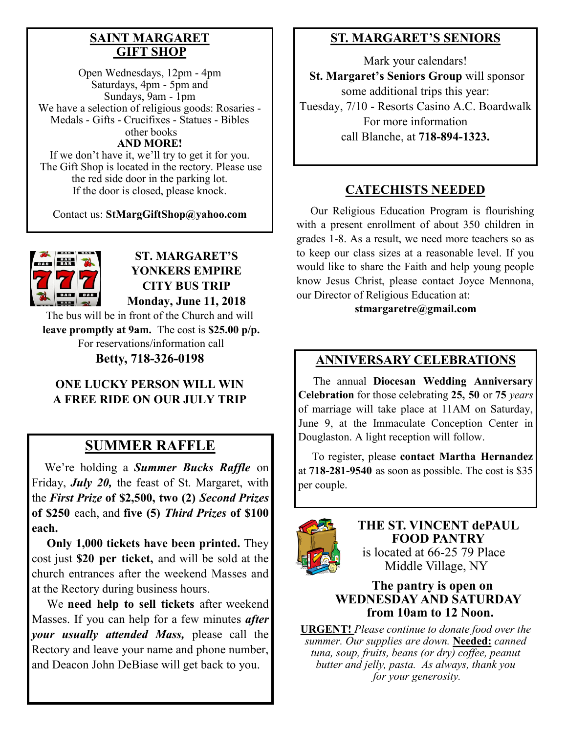## SAINT MARGARET GIFT SHOP

Open Wednesdays, 12pm - 4pm
Saturdays, 4pm - 5pm and
Sundays, 9am - 1pm
We have a selection of religious goods: Rosaries - Medals - Gifts - Crucifixes - Statues - Bibles other books
**AND MORE!**
If we don't have it, we'll try to get it for you.
The Gift Shop is located in the rectory. Please use the red side door in the parking lot.
If the door is closed, please knock.

Contact us: **StMargGiftShop@yahoo.com**

## ST. MARGARET'S YONKERS EMPIRE CITY BUS TRIP

**Monday, June 11, 2018**

The bus will be in front of the Church and will **leave promptly at 9am.** The cost is **$25.00 p/p.**
For reservations/information call
**Betty, 718-326-0198**

**ONE LUCKY PERSON WILL WIN A FREE RIDE ON OUR JULY TRIP**

## SUMMER RAFFLE

We're holding a ***Summer Bucks Raffle*** on Friday, ***July 20,*** the feast of St. Margaret, with the ***First Prize* of $2,500, two (2) *Second Prizes* of $250** each, and **five (5) *Third Prizes* of $100 each.**

**Only 1,000 tickets have been printed.** They cost just **$20 per ticket,** and will be sold at the church entrances after the weekend Masses and at the Rectory during business hours.

We **need help to sell tickets** after weekend Masses. If you can help for a few minutes ***after your usually attended Mass,*** please call the Rectory and leave your name and phone number, and Deacon John DeBiase will get back to you.

## ST. MARGARET'S SENIORS

Mark your calendars!
**St. Margaret's Seniors Group** will sponsor some additional trips this year:
Tuesday, 7/10 - Resorts Casino A.C. Boardwalk
For more information
call Blanche, at **718-894-1323.**

## CATECHISTS NEEDED

Our Religious Education Program is flourishing with a present enrollment of about 350 children in grades 1-8. As a result, we need more teachers so as to keep our class sizes at a reasonable level. If you would like to share the Faith and help young people know Jesus Christ, please contact Joyce Mennona, our Director of Religious Education at:
**stmargaretre@gmail.com**

## ANNIVERSARY CELEBRATIONS

The annual **Diocesan Wedding Anniversary Celebration** for those celebrating **25, 50** or **75** *years* of marriage will take place at 11AM on Saturday, June 9, at the Immaculate Conception Center in Douglaston. A light reception will follow.

To register, please **contact Martha Hernandez** at **718-281-9540** as soon as possible. The cost is $35 per couple.

## THE ST. VINCENT dePAUL FOOD PANTRY

is located at 66-25 79 Place
Middle Village, NY

**The pantry is open on WEDNESDAY AND SATURDAY from 10am to 12 Noon.**

**URGENT!** *Please continue to donate food over the summer. Our supplies are down.* **Needed:** *canned tuna, soup, fruits, beans (or dry) coffee, peanut butter and jelly, pasta. As always, thank you for your generosity.*